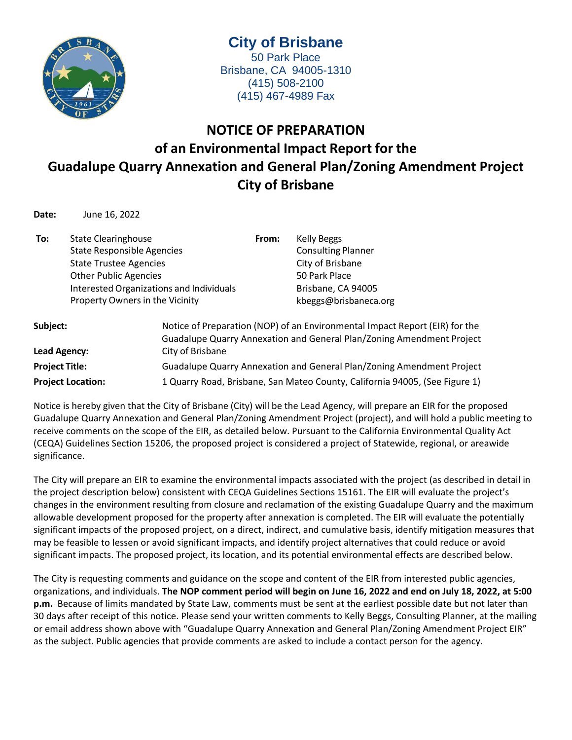# City of Brisbane

50 Park Place
Brisbane, CA 94005-1310
(415) 508-2100
(415) 467-4989 Fax

## NOTICE OF PREPARATION
## of an Environmental Impact Report for the
## Guadalupe Quarry Annexation and General Plan/Zoning Amendment Project
## City of Brisbane

**Date:** June 16, 2022

| **To:** | | **From:** | |
|---|---|---|---|
| | State Clearinghouse | | Kelly Beggs |
| | State Responsible Agencies | | Consulting Planner |
| | State Trustee Agencies | | City of Brisbane |
| | Other Public Agencies | | 50 Park Place |
| | Interested Organizations and Individuals | | Brisbane, CA 94005 |
| | Property Owners in the Vicinity | | kbeggs@brisbaneca.org |

**Subject:** Notice of Preparation (NOP) of an Environmental Impact Report (EIR) for the Guadalupe Quarry Annexation and General Plan/Zoning Amendment Project

**Lead Agency:** City of Brisbane

**Project Title:** Guadalupe Quarry Annexation and General Plan/Zoning Amendment Project

**Project Location:** 1 Quarry Road, Brisbane, San Mateo County, California 94005, (See Figure 1)

Notice is hereby given that the City of Brisbane (City) will be the Lead Agency, will prepare an EIR for the proposed Guadalupe Quarry Annexation and General Plan/Zoning Amendment Project (project), and will hold a public meeting to receive comments on the scope of the EIR, as detailed below. Pursuant to the California Environmental Quality Act (CEQA) Guidelines Section 15206, the proposed project is considered a project of Statewide, regional, or areawide significance.

The City will prepare an EIR to examine the environmental impacts associated with the project (as described in detail in the project description below) consistent with CEQA Guidelines Sections 15161. The EIR will evaluate the project's changes in the environment resulting from closure and reclamation of the existing Guadalupe Quarry and the maximum allowable development proposed for the property after annexation is completed. The EIR will evaluate the potentially significant impacts of the proposed project, on a direct, indirect, and cumulative basis, identify mitigation measures that may be feasible to lessen or avoid significant impacts, and identify project alternatives that could reduce or avoid significant impacts. The proposed project, its location, and its potential environmental effects are described below.

The City is requesting comments and guidance on the scope and content of the EIR from interested public agencies, organizations, and individuals. **The NOP comment period will begin on June 16, 2022 and end on July 18, 2022, at 5:00 p.m.** Because of limits mandated by State Law, comments must be sent at the earliest possible date but not later than 30 days after receipt of this notice. Please send your written comments to Kelly Beggs, Consulting Planner, at the mailing or email address shown above with "Guadalupe Quarry Annexation and General Plan/Zoning Amendment Project EIR" as the subject. Public agencies that provide comments are asked to include a contact person for the agency.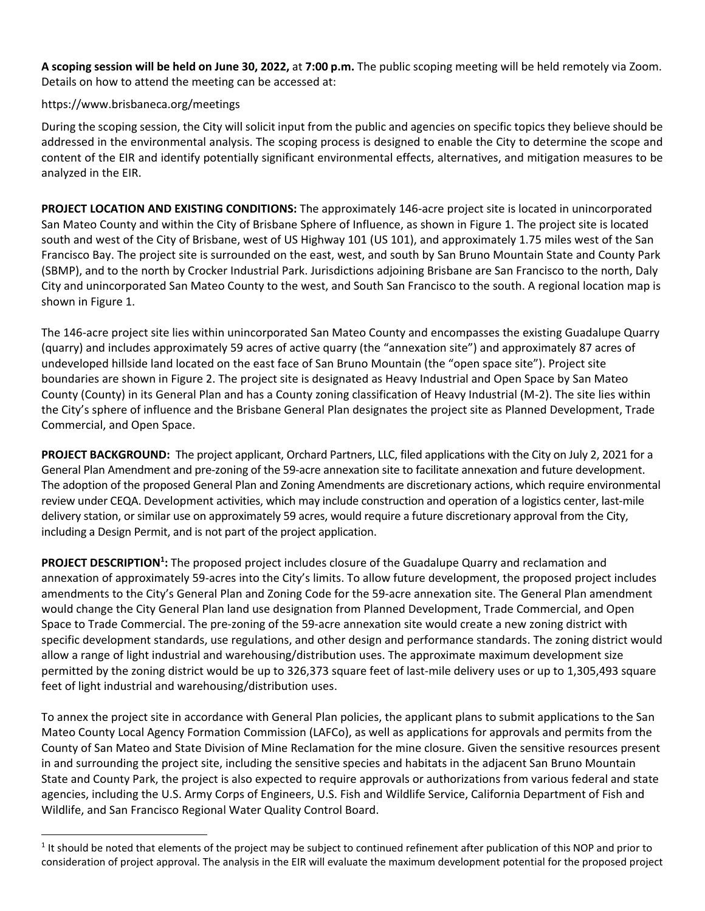**A scoping session will be held on June 30, 2022,** at **7:00 p.m.** The public scoping meeting will be held remotely via Zoom. Details on how to attend the meeting can be accessed at:

https://www.brisbaneca.org/meetings

During the scoping session, the City will solicit input from the public and agencies on specific topics they believe should be addressed in the environmental analysis. The scoping process is designed to enable the City to determine the scope and content of the EIR and identify potentially significant environmental effects, alternatives, and mitigation measures to be analyzed in the EIR.

**PROJECT LOCATION AND EXISTING CONDITIONS:** The approximately 146-acre project site is located in unincorporated San Mateo County and within the City of Brisbane Sphere of Influence, as shown in Figure 1. The project site is located south and west of the City of Brisbane, west of US Highway 101 (US 101), and approximately 1.75 miles west of the San Francisco Bay. The project site is surrounded on the east, west, and south by San Bruno Mountain State and County Park (SBMP), and to the north by Crocker Industrial Park. Jurisdictions adjoining Brisbane are San Francisco to the north, Daly City and unincorporated San Mateo County to the west, and South San Francisco to the south. A regional location map is shown in Figure 1.

The 146-acre project site lies within unincorporated San Mateo County and encompasses the existing Guadalupe Quarry (quarry) and includes approximately 59 acres of active quarry (the "annexation site") and approximately 87 acres of undeveloped hillside land located on the east face of San Bruno Mountain (the "open space site"). Project site boundaries are shown in Figure 2. The project site is designated as Heavy Industrial and Open Space by San Mateo County (County) in its General Plan and has a County zoning classification of Heavy Industrial (M-2). The site lies within the City's sphere of influence and the Brisbane General Plan designates the project site as Planned Development, Trade Commercial, and Open Space.

**PROJECT BACKGROUND:** The project applicant, Orchard Partners, LLC, filed applications with the City on July 2, 2021 for a General Plan Amendment and pre-zoning of the 59-acre annexation site to facilitate annexation and future development. The adoption of the proposed General Plan and Zoning Amendments are discretionary actions, which require environmental review under CEQA. Development activities, which may include construction and operation of a logistics center, last-mile delivery station, or similar use on approximately 59 acres, would require a future discretionary approval from the City, including a Design Permit, and is not part of the project application.

**PROJECT DESCRIPTION[1]:** The proposed project includes closure of the Guadalupe Quarry and reclamation and annexation of approximately 59-acres into the City's limits. To allow future development, the proposed project includes amendments to the City's General Plan and Zoning Code for the 59-acre annexation site. The General Plan amendment would change the City General Plan land use designation from Planned Development, Trade Commercial, and Open Space to Trade Commercial. The pre-zoning of the 59-acre annexation site would create a new zoning district with specific development standards, use regulations, and other design and performance standards. The zoning district would allow a range of light industrial and warehousing/distribution uses. The approximate maximum development size permitted by the zoning district would be up to 326,373 square feet of last-mile delivery uses or up to 1,305,493 square feet of light industrial and warehousing/distribution uses.

To annex the project site in accordance with General Plan policies, the applicant plans to submit applications to the San Mateo County Local Agency Formation Commission (LAFCo), as well as applications for approvals and permits from the County of San Mateo and State Division of Mine Reclamation for the mine closure. Given the sensitive resources present in and surrounding the project site, including the sensitive species and habitats in the adjacent San Bruno Mountain State and County Park, the project is also expected to require approvals or authorizations from various federal and state agencies, including the U.S. Army Corps of Engineers, U.S. Fish and Wildlife Service, California Department of Fish and Wildlife, and San Francisco Regional Water Quality Control Board.

---

[1] It should be noted that elements of the project may be subject to continued refinement after publication of this NOP and prior to consideration of project approval. The analysis in the EIR will evaluate the maximum development potential for the proposed project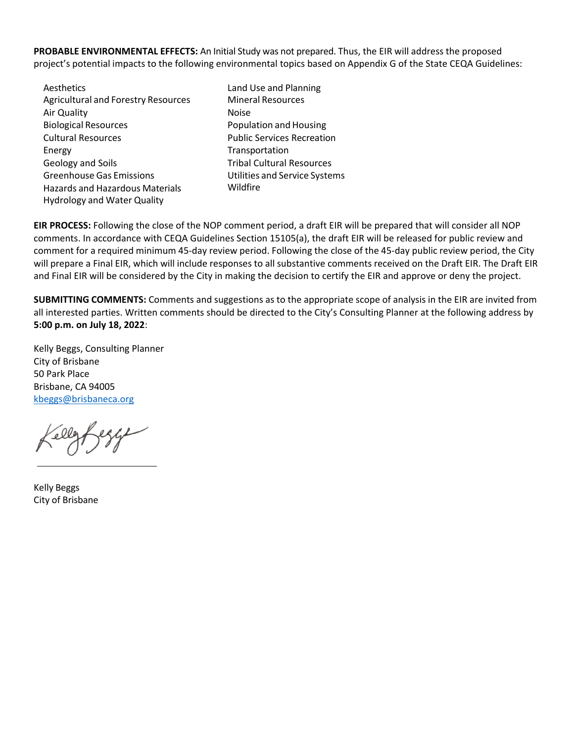**PROBABLE ENVIRONMENTAL EFFECTS:** An Initial Study was not prepared. Thus, the EIR will address the proposed project's potential impacts to the following environmental topics based on Appendix G of the State CEQA Guidelines:

- Aesthetics
- Agricultural and Forestry Resources
- Air Quality
- Biological Resources
- Cultural Resources
- Energy
- Geology and Soils
- Greenhouse Gas Emissions
- Hazards and Hazardous Materials
- Hydrology and Water Quality
- Land Use and Planning
- Mineral Resources
- Noise
- Population and Housing
- Public Services Recreation
- Transportation
- Tribal Cultural Resources
- Utilities and Service Systems
- Wildfire

**EIR PROCESS:** Following the close of the NOP comment period, a draft EIR will be prepared that will consider all NOP comments. In accordance with CEQA Guidelines Section 15105(a), the draft EIR will be released for public review and comment for a required minimum 45-day review period. Following the close of the 45-day public review period, the City will prepare a Final EIR, which will include responses to all substantive comments received on the Draft EIR. The Draft EIR and Final EIR will be considered by the City in making the decision to certify the EIR and approve or deny the project.

**SUBMITTING COMMENTS:** Comments and suggestions as to the appropriate scope of analysis in the EIR are invited from all interested parties. Written comments should be directed to the City's Consulting Planner at the following address by **5:00 p.m. on July 18, 2022**:

Kelly Beggs, Consulting Planner
City of Brisbane
50 Park Place
Brisbane, CA 94005
kbeggs@brisbaneca.org

Kelly Beggs
City of Brisbane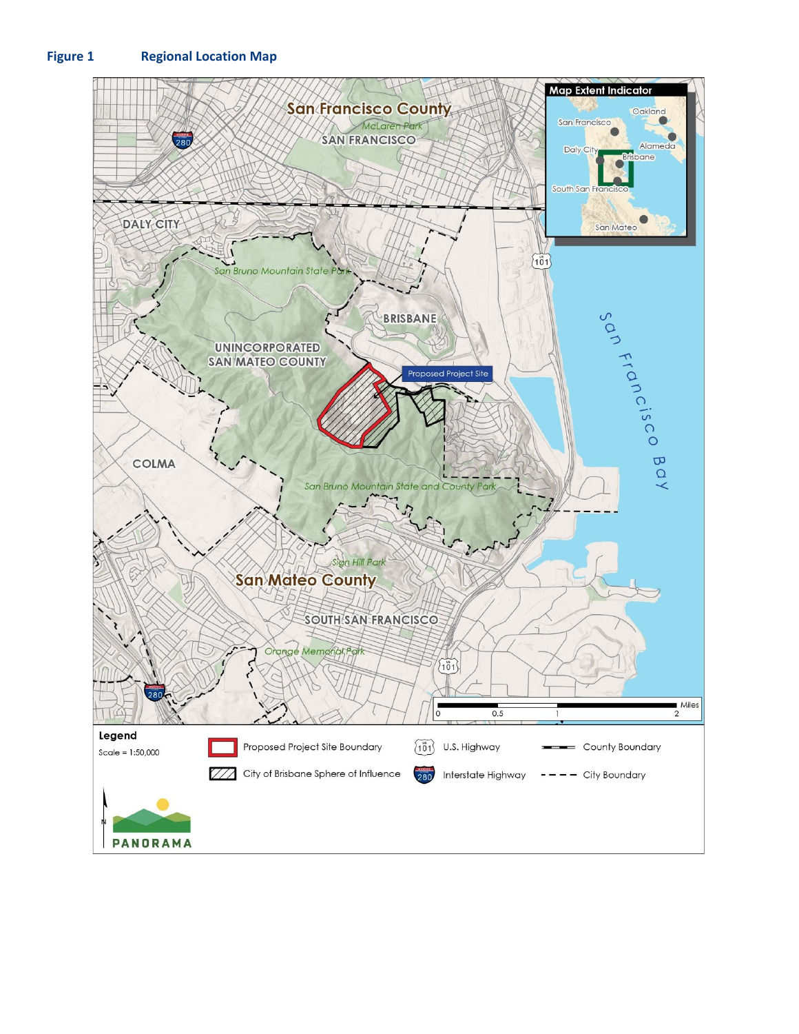**Figure 1 Regional Location Map**

San Francisco County

McLaren Park

SAN FRANCISCO

DALY CITY

San Bruno Mountain State Park

BRISBANE

UNINCORPORATED SAN MATEO COUNTY

Proposed Project Site

COLMA

San Bruno Mountain State and County Park

San Francisco Bay

Sign Hill Park

San Mateo County

SOUTH SAN FRANCISCO

Orange Memorial Park

Map Extent Indicator

Oakland

San Francisco

Alameda

Daly City

Brisbane

South San Francisco

San Mateo

0 0.5 1 2 Miles

**Legend**

Scale = 1:50,000

- Proposed Project Site Boundary
- City of Brisbane Sphere of Influence
- U.S. Highway
- Interstate Highway
- County Boundary
- City Boundary

PANORAMA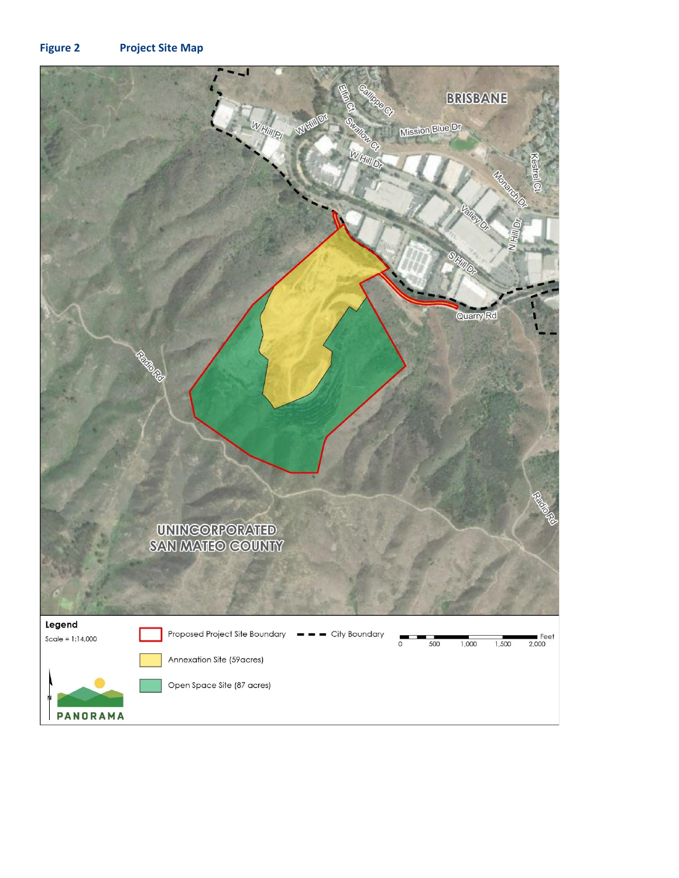**Figure 2 Project Site Map**

BRISBANE

UNINCORPORATED SAN MATEO COUNTY

W Hill Pl
W Hill Dr
Elfin Ct
Callippe Ct
Swallow Ct
Mission Blue Dr
Kestrel Ct
Monarch Dr
Valley Dr
N Hill Dr
S Hill Dr
Quarry Rd
Radio Rd
Radio Rd

Legend

Scale = 1:14,000

Proposed Project Site Boundary

City Boundary

Annexation Site (59acres)

Open Space Site (87 acres)

0 500 1,000 1,500 2,000 Feet

N

PANORAMA